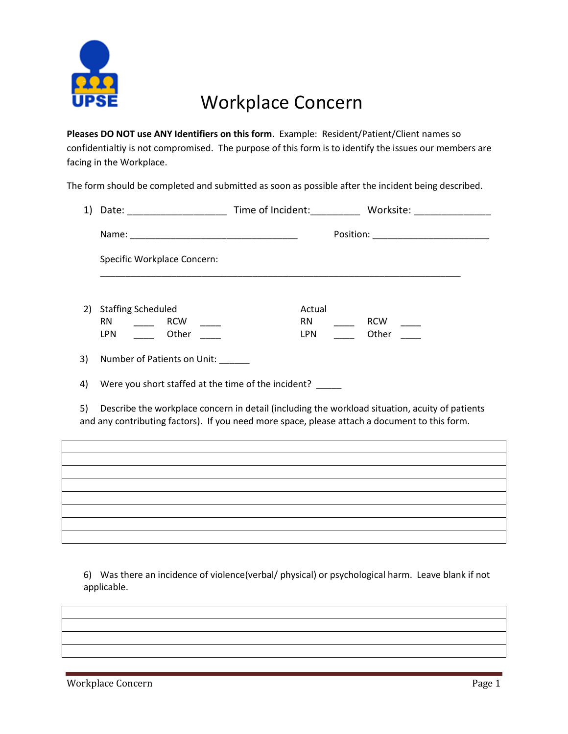UPSE

# Workplace Concern

**Pleases DO NOT use ANY Identifiers on this form**. Example: Resident/Patient/Client names so confidentialtiy is not compromised. The purpose of this form is to identify the issues our members are facing in the Workplace.

The form should be completed and submitted as soon as possible after the incident being described.

1) Date: __________________ Time of Incident:_________ Worksite: ______________

   Name: _________________________________ Position: ______________________

   Specific Workplace Concern:

   ______________________________________________________________________

2) Staffing Scheduled

| Staffing Scheduled | | | | Actual | | | |
|---|---|---|---|---|---|---|---|
| RN | ____ | RCW | ____ | RN | ____ | RCW | ____ |
| LPN | ____ | Other | ____ | LPN | ____ | Other | ____ |

3) Number of Patients on Unit: ______

4) Were you short staffed at the time of the incident? _____

5) Describe the workplace concern in detail (including the workload situation, acuity of patients and any contributing factors). If you need more space, please attach a document to this form.

|  |
|---|
|  |
|  |
|  |
|  |
|  |
|  |
|  |

6) Was there an incidence of violence(verbal/ physical) or psychological harm. Leave blank if not applicable.

|  |
|---|
|  |
|  |
|  |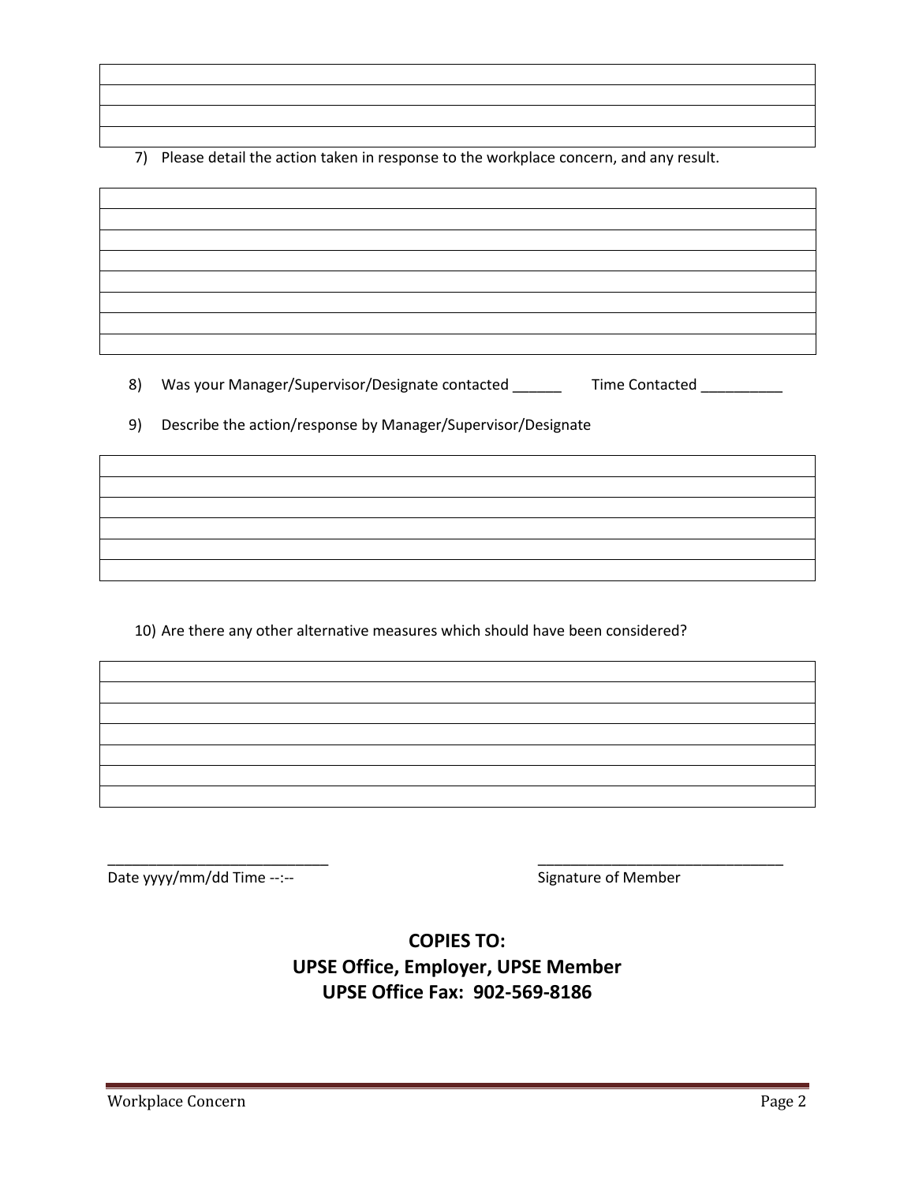| |
|---|
| |
| |
| |
| |

7) Please detail the action taken in response to the workplace concern, and any result.

| |
|---|
| |
| |
| |
| |
| |
| |
| |
| |

8) Was your Manager/Supervisor/Designate contacted ______ Time Contacted __________

9) Describe the action/response by Manager/Supervisor/Designate

| |
|---|
| |
| |
| |
| |
| |
| |

10) Are there any other alternative measures which should have been considered?

| |
|---|
| |
| |
| |
| |
| |
| |
| |

____________________________ Date yyyy/mm/dd Time --:--

_______________________________ Signature of Member

**COPIES TO:**
**UPSE Office, Employer, UPSE Member**
**UPSE Office Fax: 902-569-8186**